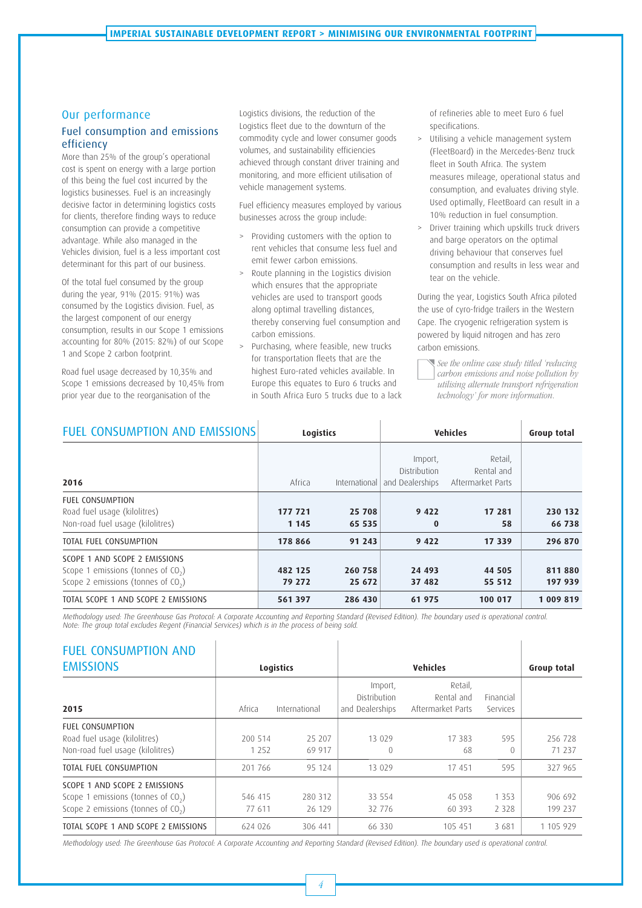## Our performance

### Fuel consumption and emissions efficiency

More than 25% of the group's operational cost is spent on energy with a large portion of this being the fuel cost incurred by the logistics businesses. Fuel is an increasingly decisive factor in determining logistics costs for clients, therefore finding ways to reduce consumption can provide a competitive advantage. While also managed in the Vehicles division, fuel is a less important cost determinant for this part of our business.

Of the total fuel consumed by the group during the year, 91% (2015: 91%) was consumed by the Logistics division. Fuel, as the largest component of our energy consumption, results in our Scope 1 emissions accounting for 80% (2015: 82%) of our Scope 1 and Scope 2 carbon footprint.

Road fuel usage decreased by 10,35% and Scope 1 emissions decreased by 10,45% from prior year due to the reorganisation of the Logistics divisions, the reduction of the Logistics fleet due to the downturn of the commodity cycle and lower consumer goods volumes, and sustainability efficiencies achieved through constant driver training and monitoring, and more efficient utilisation of vehicle management systems.

Fuel efficiency measures employed by various businesses across the group include:

- Providing customers with the option to rent vehicles that consume less fuel and emit fewer carbon emissions.
- Route planning in the Logistics division which ensures that the appropriate vehicles are used to transport goods along optimal travelling distances, thereby conserving fuel consumption and carbon emissions.
- Purchasing, where feasible, new trucks for transportation fleets that are the highest Euro-rated vehicles available. In Europe this equates to Euro 6 trucks and in South Africa Euro 5 trucks due to a lack of refineries able to meet Euro 6 fuel specifications.
- Utilising a vehicle management system (FleetBoard) in the Mercedes-Benz truck fleet in South Africa. The system measures mileage, operational status and consumption, and evaluates driving style. Used optimally, FleetBoard can result in a 10% reduction in fuel consumption.
- Driver training which upskills truck drivers and barge operators on the optimal driving behaviour that conserves fuel consumption and results in less wear and tear on the vehicle.

During the year, Logistics South Africa piloted the use of cyro-fridge trailers in the Western Cape. The cryogenic refrigeration system is powered by liquid nitrogen and has zero carbon emissions.

*See the online case study titled 'reducing carbon emissions and noise pollution by utilising alternate transport refrigeration technology' for more information.*

## FUEL CONSUMPTION AND EMISSIONS

| 2016 | Logistics | | Vehicles | | Group total |
|---|---|---|---|---|---|
| | Africa | International | Import, Distribution and Dealerships | Retail, Rental and Aftermarket Parts | |
| FUEL CONSUMPTION | | | | | |
| Road fuel usage (kilolitres) | **177 721** | **25 708** | **9 422** | **17 281** | **230 132** |
| Non-road fuel usage (kilolitres) | **1 145** | **65 535** | **0** | **58** | **66 738** |
| TOTAL FUEL CONSUMPTION | **178 866** | **91 243** | **9 422** | **17 339** | **296 870** |
| SCOPE 1 AND SCOPE 2 EMISSIONS | | | | | |
| Scope 1 emissions (tonnes of $CO_2$) | **482 125** | **260 758** | **24 493** | **44 505** | **811 880** |
| Scope 2 emissions (tonnes of $CO_2$) | **79 272** | **25 672** | **37 482** | **55 512** | **197 939** |
| TOTAL SCOPE 1 AND SCOPE 2 EMISSIONS | **561 397** | **286 430** | **61 975** | **100 017** | **1 009 819** |

*Methodology used: The Greenhouse Gas Protocol: A Corporate Accounting and Reporting Standard (Revised Edition). The boundary used is operational control.*
*Note: The group total excludes Regent (Financial Services) which is in the process of being sold.*

## FUEL CONSUMPTION AND EMISSIONS

| 2015 | Logistics | | Vehicles | | | Group total |
|---|---|---|---|---|---|---|
| | Africa | International | Import, Distribution and Dealerships | Retail, Rental and Aftermarket Parts | Financial Services | |
| FUEL CONSUMPTION | | | | | | |
| Road fuel usage (kilolitres) | 200 514 | 25 207 | 13 029 | 17 383 | 595 | 256 728 |
| Non-road fuel usage (kilolitres) | 1 252 | 69 917 | 0 | 68 | 0 | 71 237 |
| TOTAL FUEL CONSUMPTION | 201 766 | 95 124 | 13 029 | 17 451 | 595 | 327 965 |
| SCOPE 1 AND SCOPE 2 EMISSIONS | | | | | | |
| Scope 1 emissions (tonnes of $CO_2$) | 546 415 | 280 312 | 33 554 | 45 058 | 1 353 | 906 692 |
| Scope 2 emissions (tonnes of $CO_2$) | 77 611 | 26 129 | 32 776 | 60 393 | 2 328 | 199 237 |
| TOTAL SCOPE 1 AND SCOPE 2 EMISSIONS | 624 026 | 306 441 | 66 330 | 105 451 | 3 681 | 1 105 929 |

*Methodology used: The Greenhouse Gas Protocol: A Corporate Accounting and Reporting Standard (Revised Edition). The boundary used is operational control.*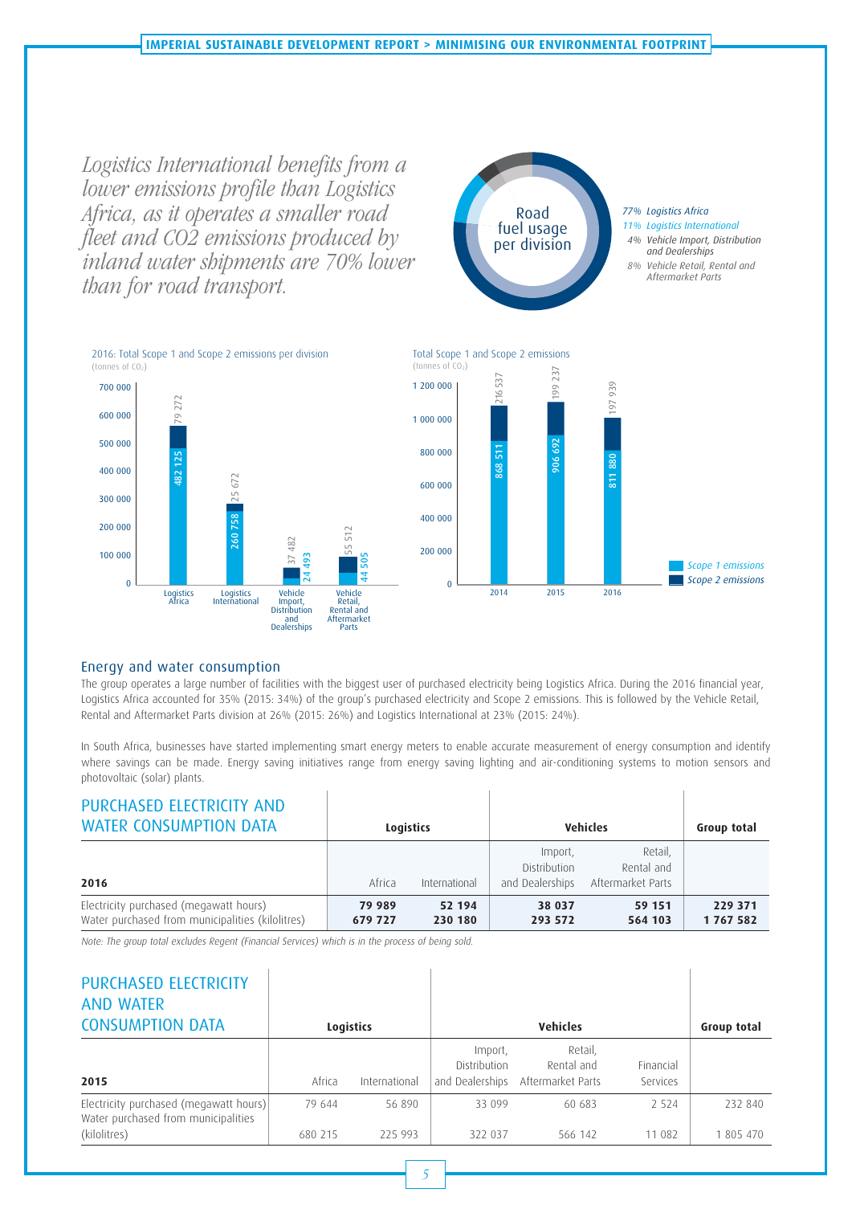*Logistics International benefits from a lower emissions profile than Logistics Africa, as it operates a smaller road fleet and CO2 emissions produced by inland water shipments are 70% lower than for road transport.*

Road fuel usage per division

- 77% Logistics Africa
- 11% Logistics International
- 4% Vehicle Import, Distribution and Dealerships
- 8% Vehicle Retail, Rental and Aftermarket Parts

2016: Total Scope 1 and Scope 2 emissions per division
(tonnes of $CO_2$)

| Division | Scope 1 emissions | Scope 2 emissions |
|---|---|---|
| Logistics Africa | 482 125 | 79 272 |
| Logistics International | 260 758 | 25 672 |
| Vehicle Import, Distribution and Dealerships | 24 493 | 37 482 |
| Vehicle Retail, Rental and Aftermarket Parts | 44 505 | 55 512 |

Total Scope 1 and Scope 2 emissions
(tonnes of $CO_2$)

| Year | Scope 1 emissions | Scope 2 emissions |
|---|---|---|
| 2014 | 868 511 | 216 537 |
| 2015 | 906 692 | 199 237 |
| 2016 | 811 880 | 197 939 |

## Energy and water consumption

The group operates a large number of facilities with the biggest user of purchased electricity being Logistics Africa. During the 2016 financial year, Logistics Africa accounted for 35% (2015: 34%) of the group's purchased electricity and Scope 2 emissions. This is followed by the Vehicle Retail, Rental and Aftermarket Parts division at 26% (2015: 26%) and Logistics International at 23% (2015: 24%).

In South Africa, businesses have started implementing smart energy meters to enable accurate measurement of energy consumption and identify where savings can be made. Energy saving initiatives range from energy saving lighting and air-conditioning systems to motion sensors and photovoltaic (solar) plants.

## PURCHASED ELECTRICITY AND WATER CONSUMPTION DATA

| | Logistics | | Vehicles | | Group total |
|---|---|---|---|---|---|
| **2016** | Africa | International | Import, Distribution and Dealerships | Retail, Rental and Aftermarket Parts | |
| Electricity purchased (megawatt hours) | **79 989** | **52 194** | **38 037** | **59 151** | **229 371** |
| Water purchased from municipalities (kilolitres) | **679 727** | **230 180** | **293 572** | **564 103** | **1 767 582** |

*Note: The group total excludes Regent (Financial Services) which is in the process of being sold.*

## PURCHASED ELECTRICITY AND WATER CONSUMPTION DATA

| | Logistics | | Vehicles | | | Group total |
|---|---|---|---|---|---|---|
| **2015** | Africa | International | Import, Distribution and Dealerships | Retail, Rental and Aftermarket Parts | Financial Services | |
| Electricity purchased (megawatt hours) | 79 644 | 56 890 | 33 099 | 60 683 | 2 524 | 232 840 |
| Water purchased from municipalities (kilolitres) | 680 215 | 225 993 | 322 037 | 566 142 | 11 082 | 1 805 470 |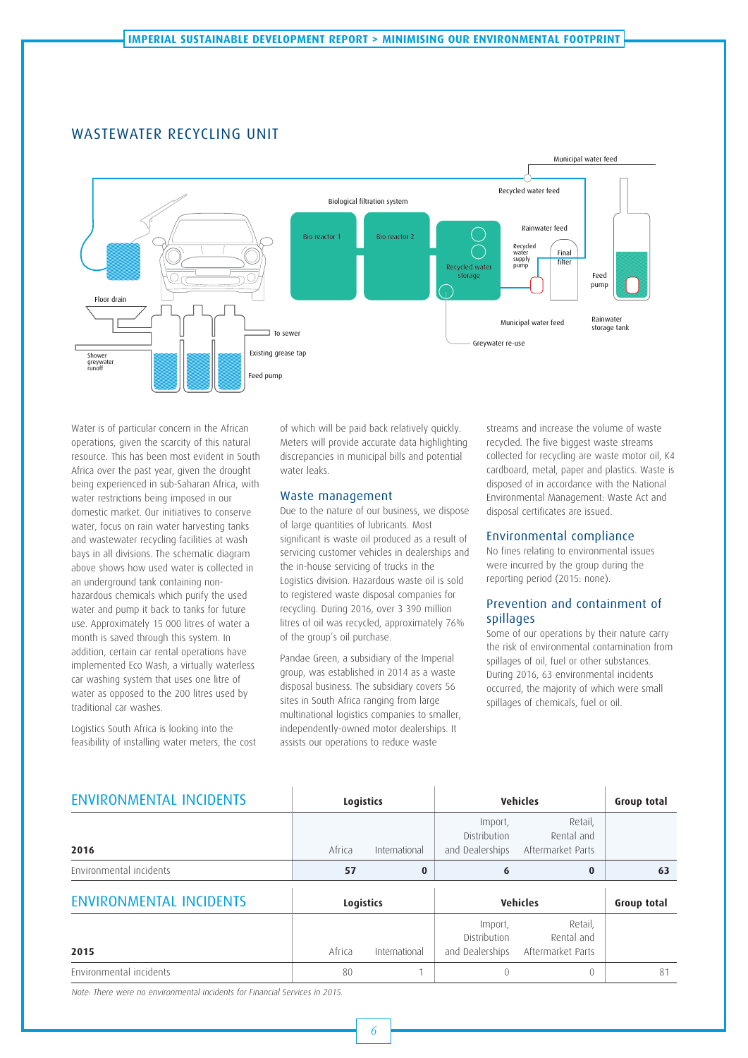## WASTEWATER RECYCLING UNIT

Municipal water feed

Recycled water feed

Biological filtration system

Bio reactor 1

Bio reactor 2

Recycled water storage

Rainwater feed

Recycled water supply pump

Final filter

Feed pump

Floor drain

To sewer

Municipal water feed

Rainwater storage tank

Greywater re-use

Shower greywater runoff

Existing grease tap

Feed pump

Water is of particular concern in the African operations, given the scarcity of this natural resource. This has been most evident in South Africa over the past year, given the drought being experienced in sub-Saharan Africa, with water restrictions being imposed in our domestic market. Our initiatives to conserve water, focus on rain water harvesting tanks and wastewater recycling facilities at wash bays in all divisions. The schematic diagram above shows how used water is collected in an underground tank containing non-hazardous chemicals which purify the used water and pump it back to tanks for future use. Approximately 15 000 litres of water a month is saved through this system. In addition, certain car rental operations have implemented Eco Wash, a virtually waterless car washing system that uses one litre of water as opposed to the 200 litres used by traditional car washes.

Logistics South Africa is looking into the feasibility of installing water meters, the cost of which will be paid back relatively quickly. Meters will provide accurate data highlighting discrepancies in municipal bills and potential water leaks.

### Waste management

Due to the nature of our business, we dispose of large quantities of lubricants. Most significant is waste oil produced as a result of servicing customer vehicles in dealerships and the in-house servicing of trucks in the Logistics division. Hazardous waste oil is sold to registered waste disposal companies for recycling. During 2016, over 3 390 million litres of oil was recycled, approximately 76% of the group's oil purchase.

Pandae Green, a subsidiary of the Imperial group, was established in 2014 as a waste disposal business. The subsidiary covers 56 sites in South Africa ranging from large multinational logistics companies to smaller, independently-owned motor dealerships. It assists our operations to reduce waste streams and increase the volume of waste recycled. The five biggest waste streams collected for recycling are waste motor oil, K4 cardboard, metal, paper and plastics. Waste is disposed of in accordance with the National Environmental Management: Waste Act and disposal certificates are issued.

### Environmental compliance

No fines relating to environmental issues were incurred by the group during the reporting period (2015: none).

### Prevention and containment of spillages

Some of our operations by their nature carry the risk of environmental contamination from spillages of oil, fuel or other substances. During 2016, 63 environmental incidents occurred, the majority of which were small spillages of chemicals, fuel or oil.

## ENVIRONMENTAL INCIDENTS

| 2016 | Logistics – Africa | Logistics – International | Vehicles – Import, Distribution and Dealerships | Vehicles – Retail, Rental and Aftermarket Parts | Group total |
|---|---|---|---|---|---|
| Environmental incidents | **57** | **0** | **6** | **0** | **63** |

## ENVIRONMENTAL INCIDENTS

| 2015 | Logistics – Africa | Logistics – International | Vehicles – Import, Distribution and Dealerships | Vehicles – Retail, Rental and Aftermarket Parts | Group total |
|---|---|---|---|---|---|
| Environmental incidents | 80 | 1 | 0 | 0 | 81 |

*Note: There were no environmental incidents for Financial Services in 2015.*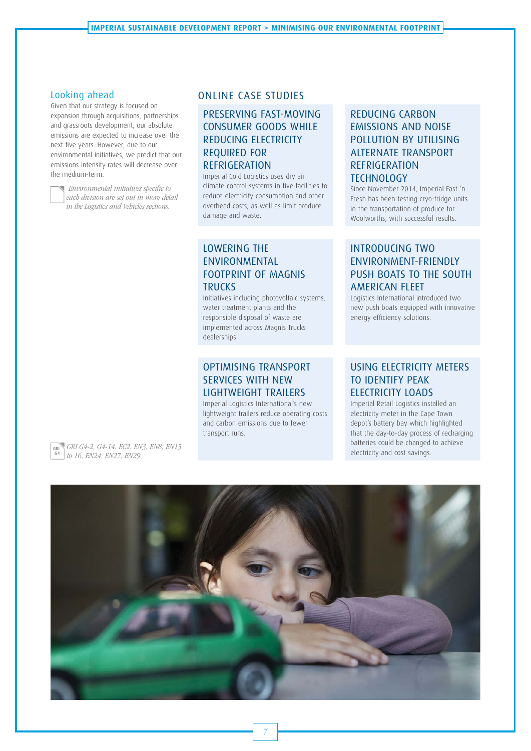## Looking ahead

Given that our strategy is focused on expansion through acquisitions, partnerships and grassroots development, our absolute emissions are expected to increase over the next five years. However, due to our environmental initiatives, we predict that our emissions intensity rates will decrease over the medium-term.

*Environmental initiatives specific to each division are set out in more detail in the Logistics and Vehicles sections.*

*GRI G4-2, G4-14, EC2, EN3, EN8, EN15 to 16, EN24, EN27, EN29*

## ONLINE CASE STUDIES

### PRESERVING FAST-MOVING CONSUMER GOODS WHILE REDUCING ELECTRICITY REQUIRED FOR REFRIGERATION

Imperial Cold Logistics uses dry air climate control systems in five facilities to reduce electricity consumption and other overhead costs, as well as limit produce damage and waste.

### REDUCING CARBON EMISSIONS AND NOISE POLLUTION BY UTILISING ALTERNATE TRANSPORT REFRIGERATION TECHNOLOGY

Since November 2014, Imperial Fast 'n Fresh has been testing cryo-fridge units in the transportation of produce for Woolworths, with successful results.

### LOWERING THE ENVIRONMENTAL FOOTPRINT OF MAGNIS TRUCKS

Initiatives including photovoltaic systems, water treatment plants and the responsible disposal of waste are implemented across Magnis Trucks dealerships.

### INTRODUCING TWO ENVIRONMENT-FRIENDLY PUSH BOATS TO THE SOUTH AMERICAN FLEET

Logistics International introduced two new push boats equipped with innovative energy efficiency solutions.

### OPTIMISING TRANSPORT SERVICES WITH NEW LIGHTWEIGHT TRAILERS

Imperial Logistics International's new lightweight trailers reduce operating costs and carbon emissions due to fewer transport runs.

### USING ELECTRICITY METERS TO IDENTIFY PEAK ELECTRICITY LOADS

Imperial Retail Logistics installed an electricity meter in the Cape Town depot's battery bay which highlighted that the day-to-day process of recharging batteries could be changed to achieve electricity and cost savings.